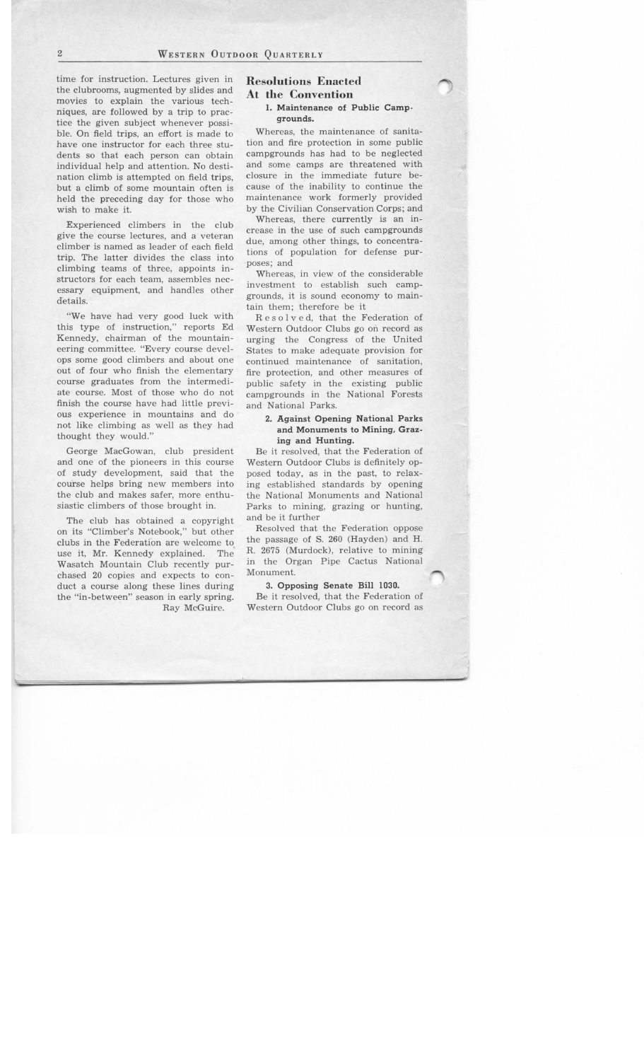time for instruction. Lectures given in the clubrooms, augmented by slides and movies to explain the various techniques, are followed by a trip to practice the given subject whenever possible. On field trips, an effort is made to have one instructor for each three students so that each person can obtain individual help and attention. No destination climb is attempted on field trips, but a climb of some mountain often is held the preceding day for those who wish to make it.

Experienced climbers in the club give the course lectures, and a veteran climber is named as leader of each field trip. The latter divides the class into climbing teams of three, appoints instructors for each team, assembles necessary equipment, and handles other details.

"We have had very good luck with this type of instruction," reports Ed Kennedy, chairman of the mountaineering committee. "Every course develops some good climbers and about one out of four who finish the elementary course graduates from the intermediate course. Most of those who do not finish the course have had little previous experience in mountains and do not like climbing as well as they had thought they would."

George MacGowan, club president and one of the pioneers in this course of study development, said that the course helps bring new members into the club and makes safer, more enthusiastic climbers of those brought in.

The club has obtained a copyright on its "Climber's Notebook," but other clubs in the Federation are welcome to use it, Mr. Kennedy explained. The Wasatch Mountain Club recently purchased 20 copies and expects to conduct a course along these lines during the "in-between" season in early spring.

Ray McGuire.

## Resolutions Enacted At the Convention

### 1. Maintenance of Public Campgrounds.

Whereas, the maintenance of sanitation and fire protection in some public campgrounds has had to be neglected and some camps are threatened with closure in the immediate future because of the inability to continue the maintenance work formerly provided by the Civilian Conservation Corps; and

Whereas, there currently is an increase in the use of such campgrounds due, among other things, to concentrations of population for defense purposes; and

Whereas, in view of the considerable investment to establish such campgrounds, it is sound economy to maintain them; therefore be it

Resolved, that the Federation of Western Outdoor Clubs go on record as urging the Congress of the United States to make adequate provision for continued maintenance of sanitation, fire protection, and other measures of public safety in the existing public campgrounds in the National Forests and National Parks.

### 2. Against Opening National Parks and Monuments to Mining, Grazing and Hunting.

Be it resolved, that the Federation of Western Outdoor Clubs is definitely opposed today, as in the past, to relaxing established standards by opening the National Monuments and National Parks to mining, grazing or hunting, and be it further

Resolved that the Federation oppose the passage of S. 260 (Hayden) and H. R. 2675 (Murdock), relative to mining in the Organ Pipe Cactus National Monument.

### 3. Opposing Senate Bill 1030.

Be it resolved, that the Federation of Western Outdoor Clubs go on record as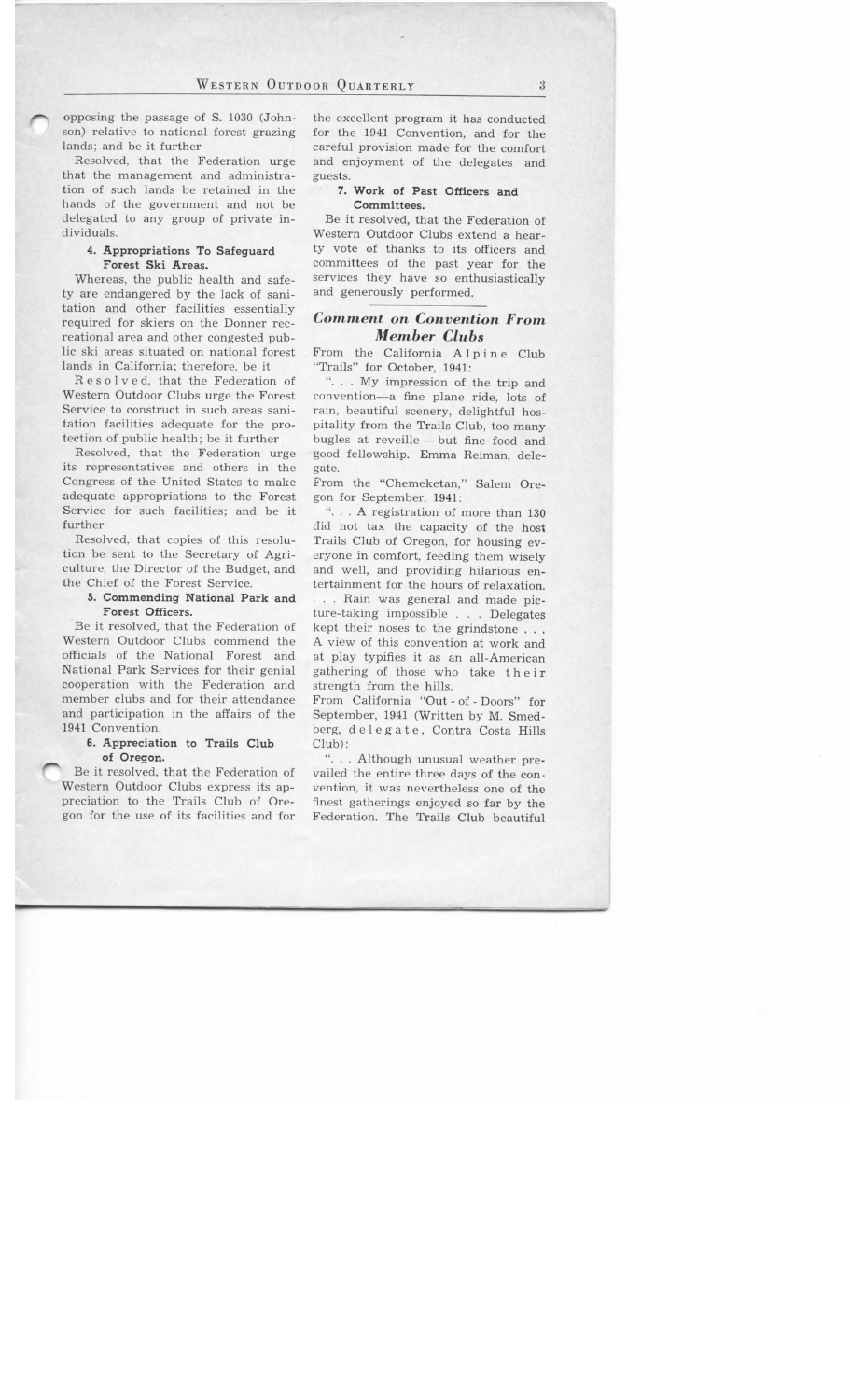opposing the passage of S. 1030 (Johnson) relative to national forest grazing lands; and be it further

Resolved, that the Federation urge that the management and administration of such lands be retained in the hands of the government and not be delegated to any group of private individuals.

#### 4. Appropriations To Safeguard Forest Ski Areas.

Whereas, the public health and safety are endangered by the lack of sanitation and other facilities essentially required for skiers on the Donner recreational area and other congested public ski areas situated on national forest lands in California; therefore, be it

Resolved, that the Federation of Western Outdoor Clubs urge the Forest Service to construct in such areas sanitation facilities adequate for the protection of public health; be it further

Resolved, that the Federation urge its representatives and others in the Congress of the United States to make adequate appropriations to the Forest Service for such facilities; and be it further

Resolved, that copies of this resolution be sent to the Secretary of Agriculture, the Director of the Budget, and the Chief of the Forest Service.

#### 5. Commending National Park and Forest Officers.

Be it resolved, that the Federation of Western Outdoor Clubs commend the officials of the National Forest and National Park Services for their genial cooperation with the Federation and member clubs and for their attendance and participation in the affairs of the 1941 Convention.

#### 6. Appreciation to Trails Club of Oregon.

Be it resolved, that the Federation of Western Outdoor Clubs express its appreciation to the Trails Club of Oregon for the use of its facilities and for the excellent program it has conducted for the 1941 Convention, and for the careful provision made for the comfort and enjoyment of the delegates and guests.

#### 7. Work of Past Officers and Committees.

Be it resolved, that the Federation of Western Outdoor Clubs extend a hearty vote of thanks to its officers and committees of the past year for the services they have so enthusiastically and generously performed.

## *Comment on Convention From Member Clubs*

From the California Alpine Club "Trails" for October, 1941:

". . . My impression of the trip and convention—a fine plane ride, lots of rain, beautiful scenery, delightful hospitality from the Trails Club, too many bugles at reveille — but fine food and good fellowship. Emma Reiman, delegate.

From the "Chemeketan," Salem Oregon for September, 1941:

". . . A registration of more than 130 did not tax the capacity of the host Trails Club of Oregon, for housing everyone in comfort, feeding them wisely and well, and providing hilarious entertainment for the hours of relaxation. . . . Rain was general and made picture-taking impossible . . . Delegates kept their noses to the grindstone . . . A view of this convention at work and at play typifies it as an all-American gathering of those who take their strength from the hills.

From California "Out - of - Doors" for September, 1941 (Written by M. Smedberg, delegate, Contra Costa Hills Club):

". . . Although unusual weather prevailed the entire three days of the convention, it was nevertheless one of the finest gatherings enjoyed so far by the Federation. The Trails Club beautiful